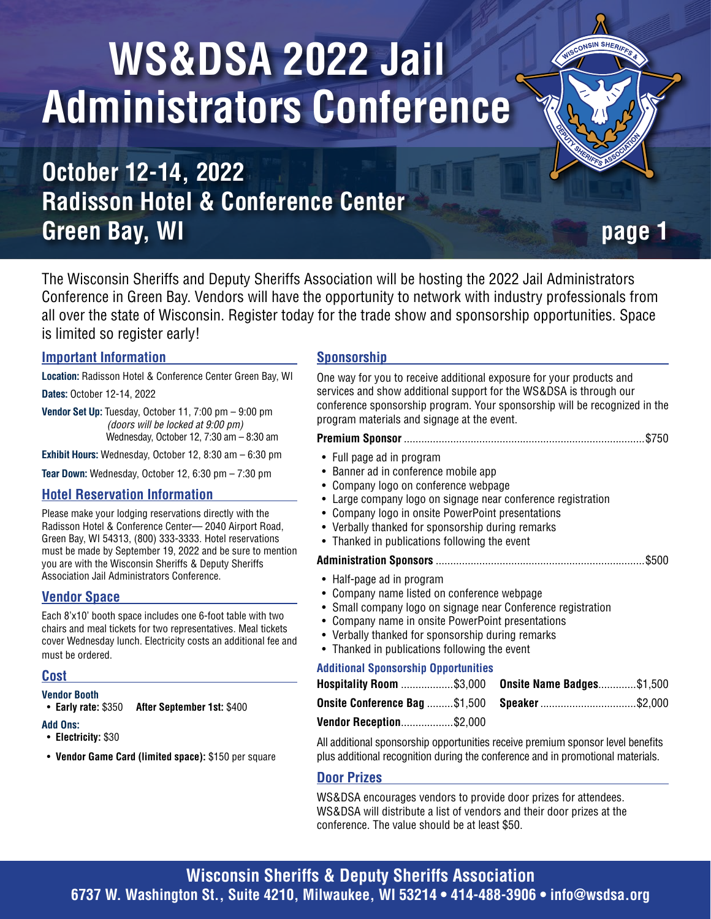# WS&DSA 2022 Jail Administrators Conference

## October 12-14, 2022
## Radisson Hotel & Conference Center
## Green Bay, WI

The Wisconsin Sheriffs and Deputy Sheriffs Association will be hosting the 2022 Jail Administrators Conference in Green Bay. Vendors will have the opportunity to network with industry professionals from all over the state of Wisconsin. Register today for the trade show and sponsorship opportunities. Space is limited so register early!

### Important Information

**Location:** Radisson Hotel & Conference Center Green Bay, WI

**Dates:** October 12-14, 2022

**Vendor Set Up:** Tuesday, October 11, 7:00 pm – 9:00 pm *(doors will be locked at 9:00 pm)*
Wednesday, October 12, 7:30 am – 8:30 am

**Exhibit Hours:** Wednesday, October 12, 8:30 am – 6:30 pm

**Tear Down:** Wednesday, October 12, 6:30 pm – 7:30 pm

### Hotel Reservation Information

Please make your lodging reservations directly with the Radisson Hotel & Conference Center— 2040 Airport Road, Green Bay, WI 54313, (800) 333-3333. Hotel reservations must be made by September 19, 2022 and be sure to mention you are with the Wisconsin Sheriffs & Deputy Sheriffs Association Jail Administrators Conference.

### Vendor Space

Each 8'x10' booth space includes one 6-foot table with two chairs and meal tickets for two representatives. Meal tickets cover Wednesday lunch. Electricity costs an additional fee and must be ordered.

### Cost

**Vendor Booth**
- **Early rate:** $350 **After September 1st:** $400

**Add Ons:**
- **Electricity:** $30
- **Vendor Game Card (limited space):** $150 per square

### Sponsorship

One way for you to receive additional exposure for your products and services and show additional support for the WS&DSA is through our conference sponsorship program. Your sponsorship will be recognized in the program materials and signage at the event.

**Premium Sponsor** ........ $750

- Full page ad in program
- Banner ad in conference mobile app
- Company logo on conference webpage
- Large company logo on signage near conference registration
- Company logo in onsite PowerPoint presentations
- Verbally thanked for sponsorship during remarks
- Thanked in publications following the event

**Administration Sponsors** ........ $500

- Half-page ad in program
- Company name listed on conference webpage
- Small company logo on signage near Conference registration
- Company name in onsite PowerPoint presentations
- Verbally thanked for sponsorship during remarks
- Thanked in publications following the event

#### Additional Sponsorship Opportunities

**Hospitality Room** ........ $3,000
**Onsite Name Badges** ........ $1,500
**Onsite Conference Bag** ........ $1,500
**Speaker** ........ $2,000
**Vendor Reception** ........ $2,000

All additional sponsorship opportunities receive premium sponsor level benefits plus additional recognition during the conference and in promotional materials.

### Door Prizes

WS&DSA encourages vendors to provide door prizes for attendees. WS&DSA will distribute a list of vendors and their door prizes at the conference. The value should be at least $50.

**Wisconsin Sheriffs & Deputy Sheriffs Association**
**6737 W. Washington St., Suite 4210, Milwaukee, WI 53214 • 414-488-3906 • info@wsdsa.org**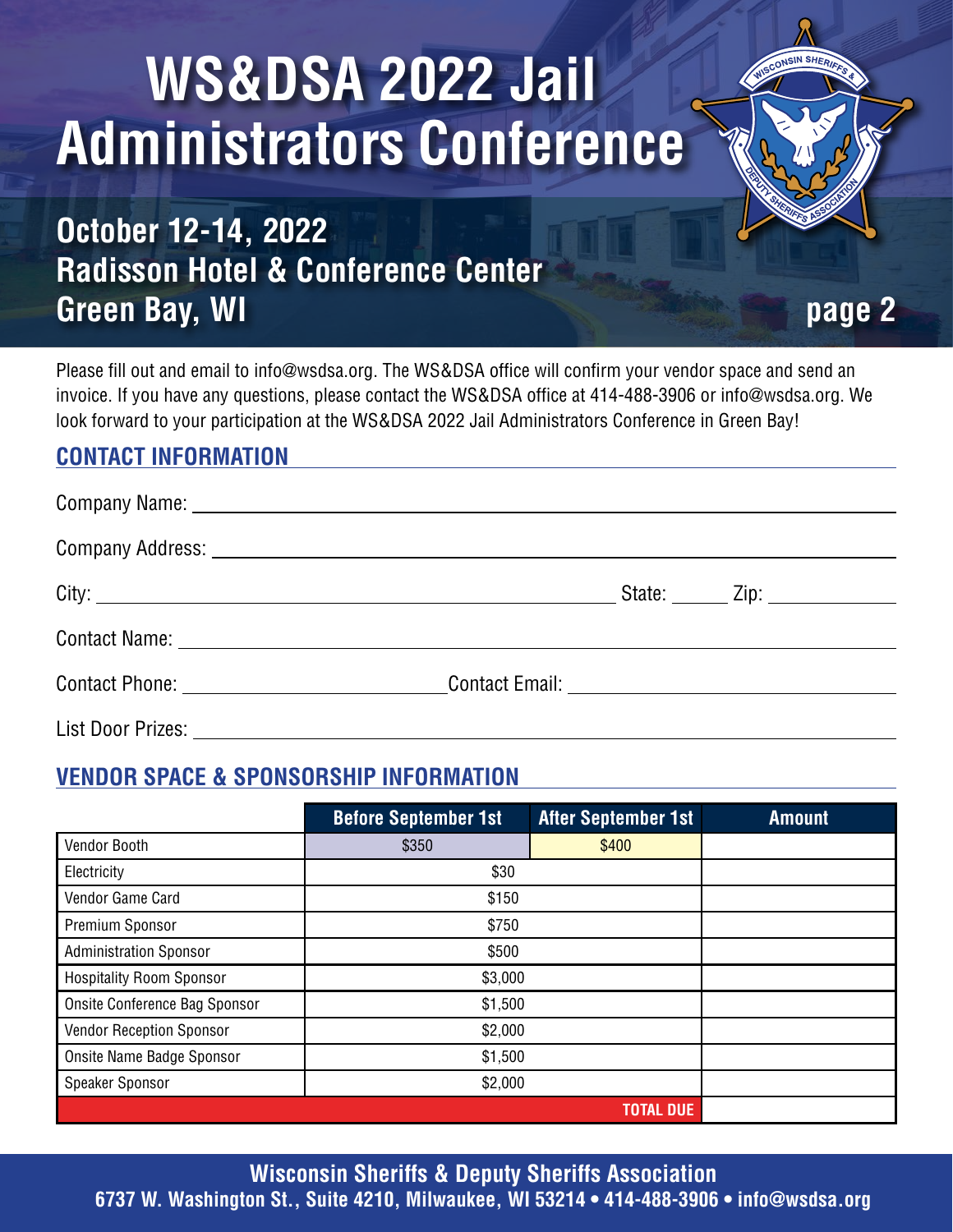# WS&DSA 2022 Jail Administrators Conference

## October 12-14, 2022
## Radisson Hotel & Conference Center
## Green Bay, WI

Please fill out and email to info@wsdsa.org. The WS&DSA office will confirm your vendor space and send an invoice. If you have any questions, please contact the WS&DSA office at 414-488-3906 or info@wsdsa.org. We look forward to your participation at the WS&DSA 2022 Jail Administrators Conference in Green Bay!

## CONTACT INFORMATION

Company Name: ______________________________

Company Address: ______________________________

City: ______________________________ State: ______ Zip: ____________

Contact Name: ______________________________

Contact Phone: ______________________ Contact Email: ______________________

List Door Prizes: ______________________________

## VENDOR SPACE & SPONSORSHIP INFORMATION

| | Before September 1st | After September 1st | Amount |
|---|---|---|---|
| Vendor Booth | $350 | $400 | |
| Electricity | $30 | | |
| Vendor Game Card | $150 | | |
| Premium Sponsor | $750 | | |
| Administration Sponsor | $500 | | |
| Hospitality Room Sponsor | $3,000 | | |
| Onsite Conference Bag Sponsor | $1,500 | | |
| Vendor Reception Sponsor | $2,000 | | |
| Onsite Name Badge Sponsor | $1,500 | | |
| Speaker Sponsor | $2,000 | | |
| | | **TOTAL DUE** | |

**Wisconsin Sheriffs & Deputy Sheriffs Association**
**6737 W. Washington St., Suite 4210, Milwaukee, WI 53214 • 414-488-3906 • info@wsdsa.org**